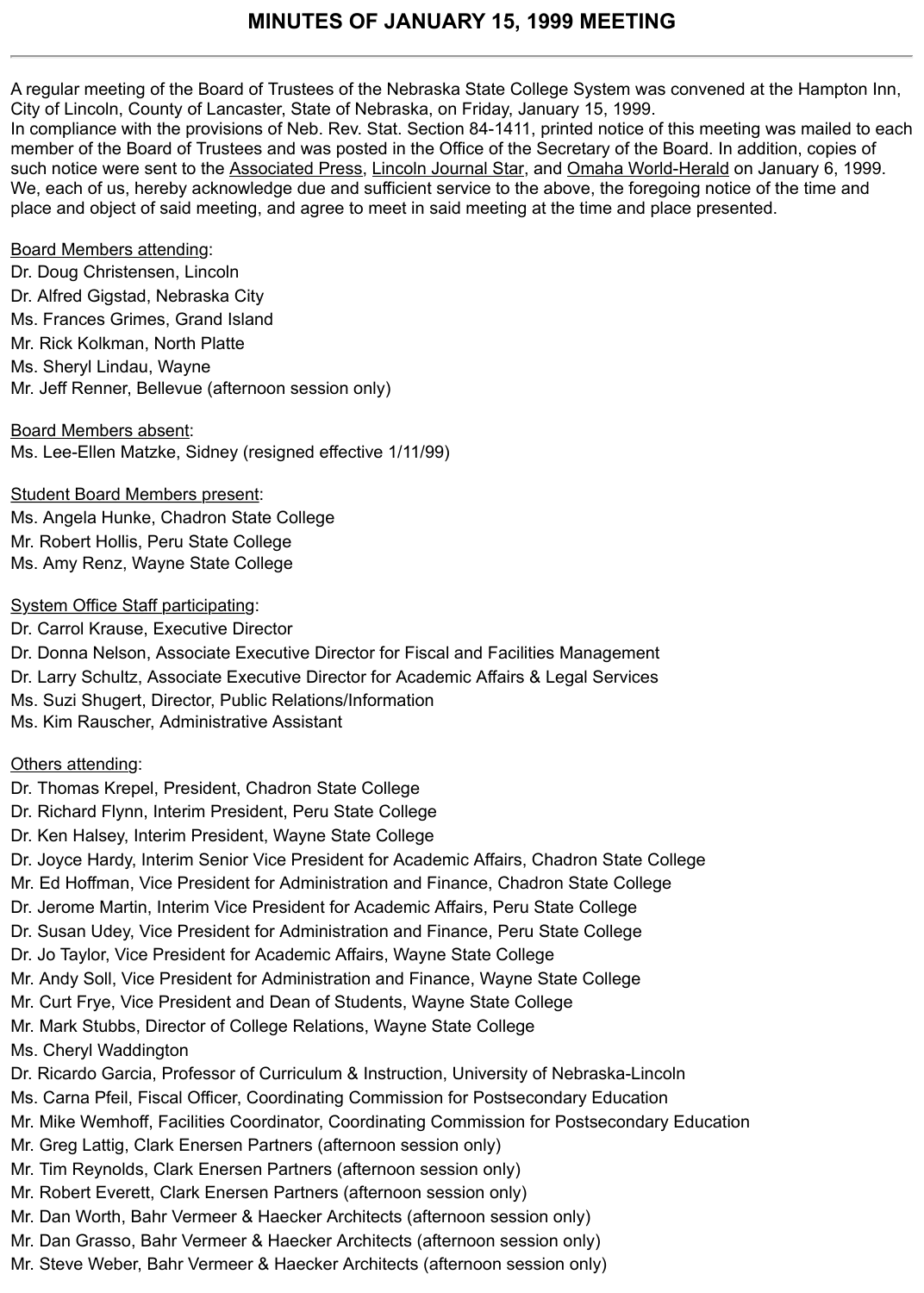# MINUTES OF JANUARY 15, 1999 MEETING

---

A regular meeting of the Board of Trustees of the Nebraska State College System was convened at the Hampton Inn, City of Lincoln, County of Lancaster, State of Nebraska, on Friday, January 15, 1999.

In compliance with the provisions of Neb. Rev. Stat. Section 84-1411, printed notice of this meeting was mailed to each member of the Board of Trustees and was posted in the Office of the Secretary of the Board. In addition, copies of such notice were sent to the Associated Press, Lincoln Journal Star, and Omaha World-Herald on January 6, 1999. We, each of us, hereby acknowledge due and sufficient service to the above, the foregoing notice of the time and place and object of said meeting, and agree to meet in said meeting at the time and place presented.

Board Members attending:

Dr. Doug Christensen, Lincoln
Dr. Alfred Gigstad, Nebraska City
Ms. Frances Grimes, Grand Island
Mr. Rick Kolkman, North Platte
Ms. Sheryl Lindau, Wayne
Mr. Jeff Renner, Bellevue (afternoon session only)

Board Members absent:

Ms. Lee-Ellen Matzke, Sidney (resigned effective 1/11/99)

Student Board Members present:

Ms. Angela Hunke, Chadron State College
Mr. Robert Hollis, Peru State College
Ms. Amy Renz, Wayne State College

System Office Staff participating:

Dr. Carrol Krause, Executive Director
Dr. Donna Nelson, Associate Executive Director for Fiscal and Facilities Management
Dr. Larry Schultz, Associate Executive Director for Academic Affairs & Legal Services
Ms. Suzi Shugert, Director, Public Relations/Information
Ms. Kim Rauscher, Administrative Assistant

Others attending:

Dr. Thomas Krepel, President, Chadron State College
Dr. Richard Flynn, Interim President, Peru State College
Dr. Ken Halsey, Interim President, Wayne State College
Dr. Joyce Hardy, Interim Senior Vice President for Academic Affairs, Chadron State College
Mr. Ed Hoffman, Vice President for Administration and Finance, Chadron State College
Dr. Jerome Martin, Interim Vice President for Academic Affairs, Peru State College
Dr. Susan Udey, Vice President for Administration and Finance, Peru State College
Dr. Jo Taylor, Vice President for Academic Affairs, Wayne State College
Mr. Andy Soll, Vice President for Administration and Finance, Wayne State College
Mr. Curt Frye, Vice President and Dean of Students, Wayne State College
Mr. Mark Stubbs, Director of College Relations, Wayne State College
Ms. Cheryl Waddington
Dr. Ricardo Garcia, Professor of Curriculum & Instruction, University of Nebraska-Lincoln
Ms. Carna Pfeil, Fiscal Officer, Coordinating Commission for Postsecondary Education
Mr. Mike Wemhoff, Facilities Coordinator, Coordinating Commission for Postsecondary Education
Mr. Greg Lattig, Clark Enersen Partners (afternoon session only)
Mr. Tim Reynolds, Clark Enersen Partners (afternoon session only)
Mr. Robert Everett, Clark Enersen Partners (afternoon session only)
Mr. Dan Worth, Bahr Vermeer & Haecker Architects (afternoon session only)
Mr. Dan Grasso, Bahr Vermeer & Haecker Architects (afternoon session only)
Mr. Steve Weber, Bahr Vermeer & Haecker Architects (afternoon session only)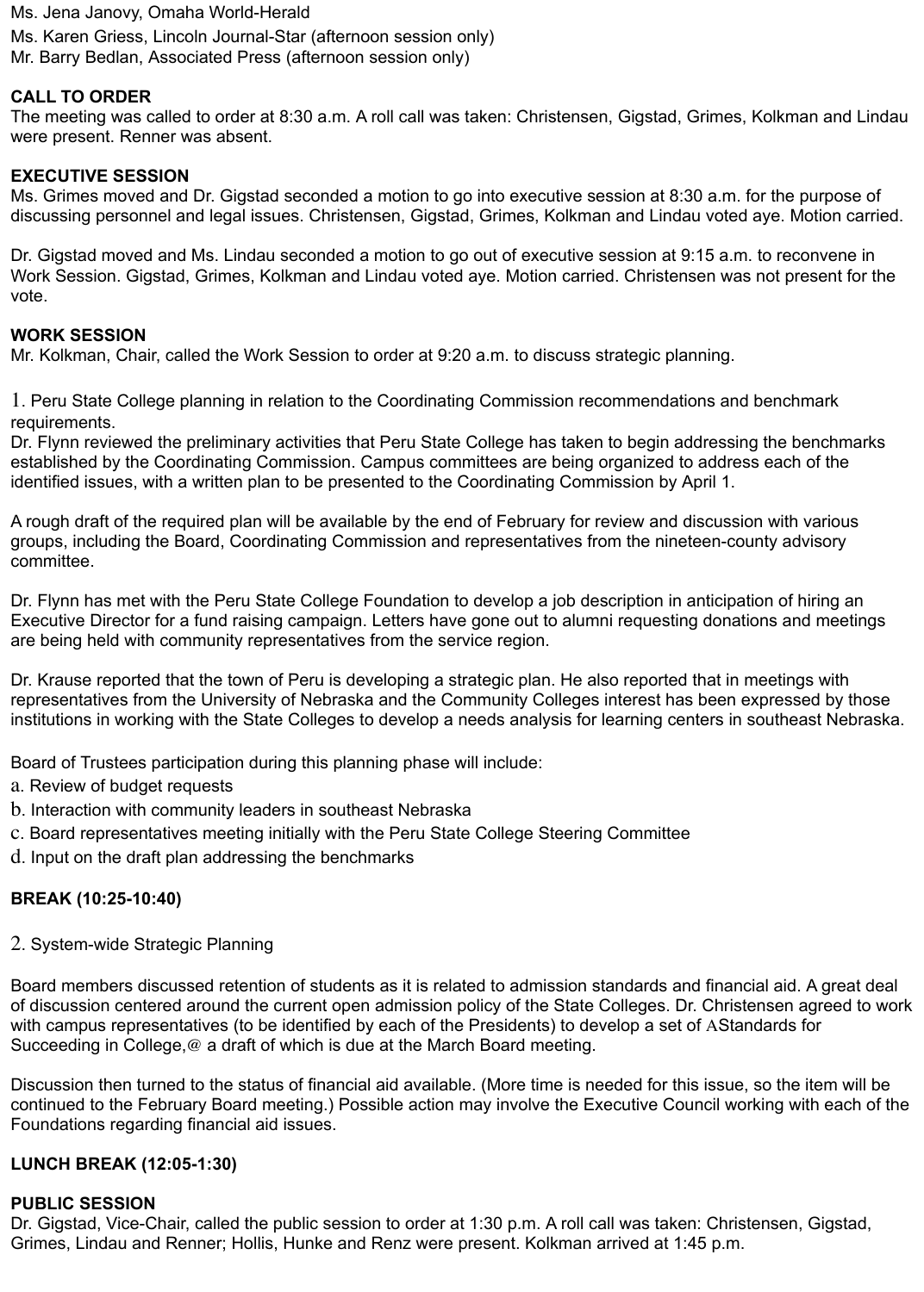Ms. Jena Janovy, Omaha World-Herald
Ms. Karen Griess, Lincoln Journal-Star (afternoon session only)
Mr. Barry Bedlan, Associated Press (afternoon session only)

**CALL TO ORDER**
The meeting was called to order at 8:30 a.m. A roll call was taken: Christensen, Gigstad, Grimes, Kolkman and Lindau were present. Renner was absent.

**EXECUTIVE SESSION**
Ms. Grimes moved and Dr. Gigstad seconded a motion to go into executive session at 8:30 a.m. for the purpose of discussing personnel and legal issues. Christensen, Gigstad, Grimes, Kolkman and Lindau voted aye. Motion carried.

Dr. Gigstad moved and Ms. Lindau seconded a motion to go out of executive session at 9:15 a.m. to reconvene in Work Session. Gigstad, Grimes, Kolkman and Lindau voted aye. Motion carried. Christensen was not present for the vote.

**WORK SESSION**
Mr. Kolkman, Chair, called the Work Session to order at 9:20 a.m. to discuss strategic planning.

1. Peru State College planning in relation to the Coordinating Commission recommendations and benchmark requirements.
Dr. Flynn reviewed the preliminary activities that Peru State College has taken to begin addressing the benchmarks established by the Coordinating Commission. Campus committees are being organized to address each of the identified issues, with a written plan to be presented to the Coordinating Commission by April 1.

A rough draft of the required plan will be available by the end of February for review and discussion with various groups, including the Board, Coordinating Commission and representatives from the nineteen-county advisory committee.

Dr. Flynn has met with the Peru State College Foundation to develop a job description in anticipation of hiring an Executive Director for a fund raising campaign. Letters have gone out to alumni requesting donations and meetings are being held with community representatives from the service region.

Dr. Krause reported that the town of Peru is developing a strategic plan. He also reported that in meetings with representatives from the University of Nebraska and the Community Colleges interest has been expressed by those institutions in working with the State Colleges to develop a needs analysis for learning centers in southeast Nebraska.

Board of Trustees participation during this planning phase will include:
a. Review of budget requests
b. Interaction with community leaders in southeast Nebraska
c. Board representatives meeting initially with the Peru State College Steering Committee
d. Input on the draft plan addressing the benchmarks

**BREAK (10:25-10:40)**

2. System-wide Strategic Planning

Board members discussed retention of students as it is related to admission standards and financial aid. A great deal of discussion centered around the current open admission policy of the State Colleges. Dr. Christensen agreed to work with campus representatives (to be identified by each of the Presidents) to develop a set of AStandards for Succeeding in College,@ a draft of which is due at the March Board meeting.

Discussion then turned to the status of financial aid available. (More time is needed for this issue, so the item will be continued to the February Board meeting.) Possible action may involve the Executive Council working with each of the Foundations regarding financial aid issues.

**LUNCH BREAK (12:05-1:30)**

**PUBLIC SESSION**
Dr. Gigstad, Vice-Chair, called the public session to order at 1:30 p.m. A roll call was taken: Christensen, Gigstad, Grimes, Lindau and Renner; Hollis, Hunke and Renz were present. Kolkman arrived at 1:45 p.m.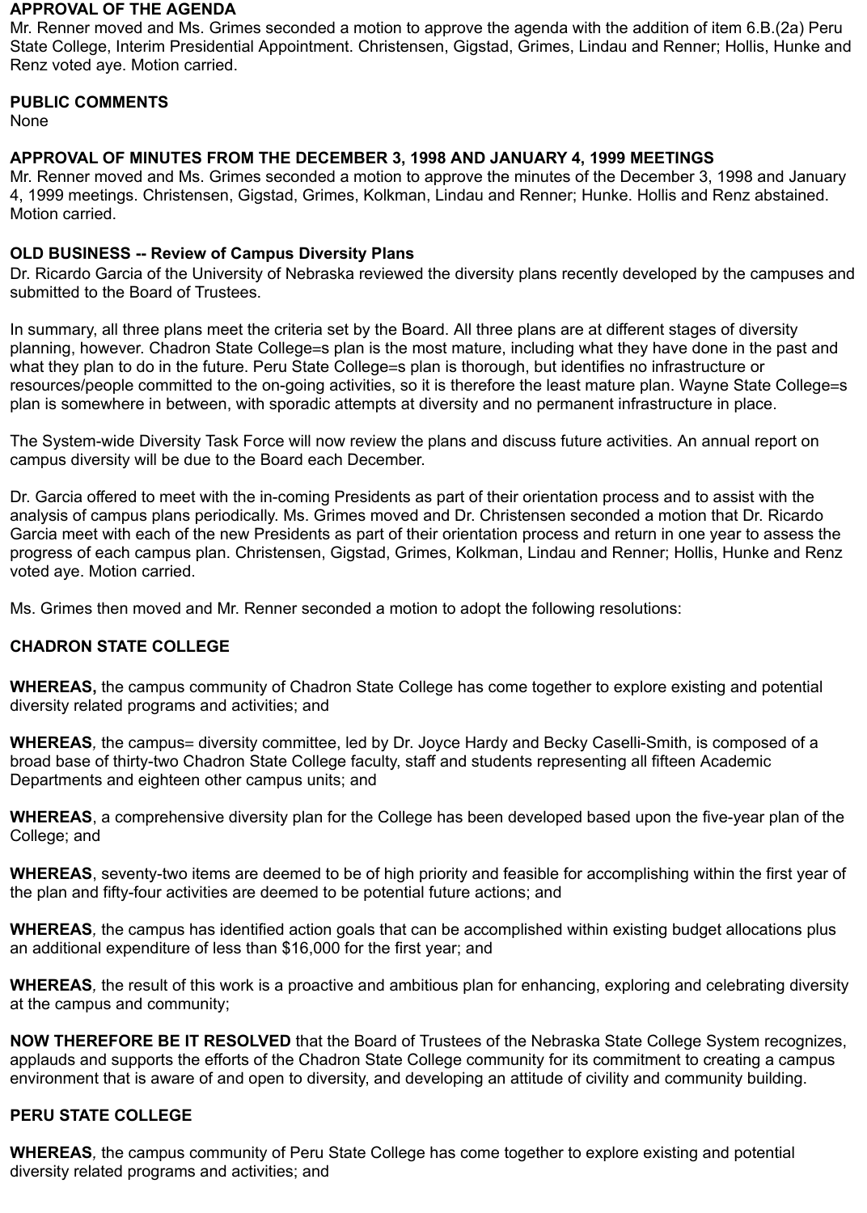**APPROVAL OF THE AGENDA**
Mr. Renner moved and Ms. Grimes seconded a motion to approve the agenda with the addition of item 6.B.(2a) Peru State College, Interim Presidential Appointment. Christensen, Gigstad, Grimes, Lindau and Renner; Hollis, Hunke and Renz voted aye. Motion carried.

**PUBLIC COMMENTS**
None

**APPROVAL OF MINUTES FROM THE DECEMBER 3, 1998 AND JANUARY 4, 1999 MEETINGS**
Mr. Renner moved and Ms. Grimes seconded a motion to approve the minutes of the December 3, 1998 and January 4, 1999 meetings. Christensen, Gigstad, Grimes, Kolkman, Lindau and Renner; Hunke. Hollis and Renz abstained. Motion carried.

**OLD BUSINESS -- Review of Campus Diversity Plans**
Dr. Ricardo Garcia of the University of Nebraska reviewed the diversity plans recently developed by the campuses and submitted to the Board of Trustees.

In summary, all three plans meet the criteria set by the Board. All three plans are at different stages of diversity planning, however. Chadron State College=s plan is the most mature, including what they have done in the past and what they plan to do in the future. Peru State College=s plan is thorough, but identifies no infrastructure or resources/people committed to the on-going activities, so it is therefore the least mature plan. Wayne State College=s plan is somewhere in between, with sporadic attempts at diversity and no permanent infrastructure in place.

The System-wide Diversity Task Force will now review the plans and discuss future activities. An annual report on campus diversity will be due to the Board each December.

Dr. Garcia offered to meet with the in-coming Presidents as part of their orientation process and to assist with the analysis of campus plans periodically. Ms. Grimes moved and Dr. Christensen seconded a motion that Dr. Ricardo Garcia meet with each of the new Presidents as part of their orientation process and return in one year to assess the progress of each campus plan. Christensen, Gigstad, Grimes, Kolkman, Lindau and Renner; Hollis, Hunke and Renz voted aye. Motion carried.

Ms. Grimes then moved and Mr. Renner seconded a motion to adopt the following resolutions:

**CHADRON STATE COLLEGE**

**WHEREAS,** the campus community of Chadron State College has come together to explore existing and potential diversity related programs and activities; and

**WHEREAS***,* the campus= diversity committee, led by Dr. Joyce Hardy and Becky Caselli-Smith, is composed of a broad base of thirty-two Chadron State College faculty, staff and students representing all fifteen Academic Departments and eighteen other campus units; and

**WHEREAS**, a comprehensive diversity plan for the College has been developed based upon the five-year plan of the College; and

**WHEREAS**, seventy-two items are deemed to be of high priority and feasible for accomplishing within the first year of the plan and fifty-four activities are deemed to be potential future actions; and

**WHEREAS***,* the campus has identified action goals that can be accomplished within existing budget allocations plus an additional expenditure of less than $16,000 for the first year; and

**WHEREAS***,* the result of this work is a proactive and ambitious plan for enhancing, exploring and celebrating diversity at the campus and community;

**NOW THEREFORE BE IT RESOLVED** that the Board of Trustees of the Nebraska State College System recognizes, applauds and supports the efforts of the Chadron State College community for its commitment to creating a campus environment that is aware of and open to diversity, and developing an attitude of civility and community building.

**PERU STATE COLLEGE**

**WHEREAS***,* the campus community of Peru State College has come together to explore existing and potential diversity related programs and activities; and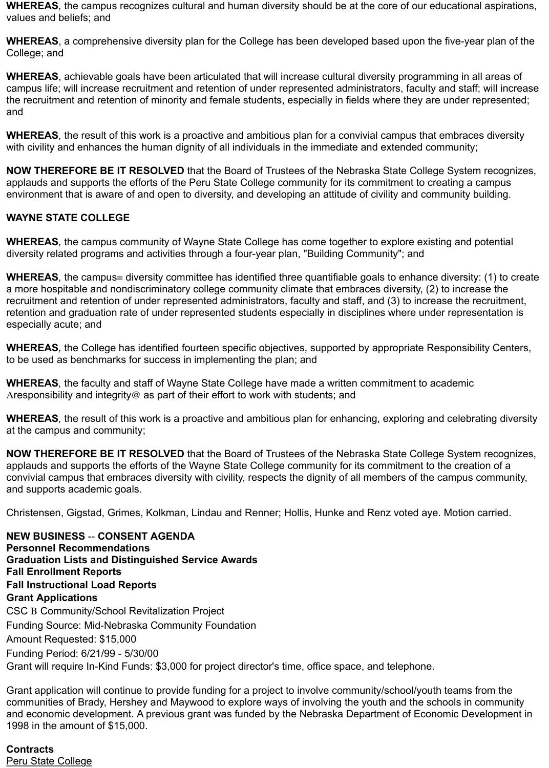**WHEREAS**, the campus recognizes cultural and human diversity should be at the core of our educational aspirations, values and beliefs; and

**WHEREAS**, a comprehensive diversity plan for the College has been developed based upon the five-year plan of the College; and

**WHEREAS**, achievable goals have been articulated that will increase cultural diversity programming in all areas of campus life; will increase recruitment and retention of under represented administrators, faculty and staff; will increase the recruitment and retention of minority and female students, especially in fields where they are under represented; and

**WHEREAS**, the result of this work is a proactive and ambitious plan for a convivial campus that embraces diversity with civility and enhances the human dignity of all individuals in the immediate and extended community;

**NOW THEREFORE BE IT RESOLVED** that the Board of Trustees of the Nebraska State College System recognizes, applauds and supports the efforts of the Peru State College community for its commitment to creating a campus environment that is aware of and open to diversity, and developing an attitude of civility and community building.

**WAYNE STATE COLLEGE**

**WHEREAS**, the campus community of Wayne State College has come together to explore existing and potential diversity related programs and activities through a four-year plan, "Building Community"; and

**WHEREAS**, the campus= diversity committee has identified three quantifiable goals to enhance diversity: (1) to create a more hospitable and nondiscriminatory college community climate that embraces diversity, (2) to increase the recruitment and retention of under represented administrators, faculty and staff, and (3) to increase the recruitment, retention and graduation rate of under represented students especially in disciplines where under representation is especially acute; and

**WHEREAS**, the College has identified fourteen specific objectives, supported by appropriate Responsibility Centers, to be used as benchmarks for success in implementing the plan; and

**WHEREAS**, the faculty and staff of Wayne State College have made a written commitment to academic Aresponsibility and integrity@ as part of their effort to work with students; and

**WHEREAS**, the result of this work is a proactive and ambitious plan for enhancing, exploring and celebrating diversity at the campus and community;

**NOW THEREFORE BE IT RESOLVED** that the Board of Trustees of the Nebraska State College System recognizes, applauds and supports the efforts of the Wayne State College community for its commitment to the creation of a convivial campus that embraces diversity with civility, respects the dignity of all members of the campus community, and supports academic goals.

Christensen, Gigstad, Grimes, Kolkman, Lindau and Renner; Hollis, Hunke and Renz voted aye. Motion carried.

**NEW BUSINESS -- CONSENT AGENDA**
**Personnel Recommendations**
**Graduation Lists and Distinguished Service Awards**
**Fall Enrollment Reports**
**Fall Instructional Load Reports**
**Grant Applications**

CSC B Community/School Revitalization Project
Funding Source: Mid-Nebraska Community Foundation
Amount Requested: $15,000
Funding Period: 6/21/99 - 5/30/00
Grant will require In-Kind Funds: $3,000 for project director's time, office space, and telephone.

Grant application will continue to provide funding for a project to involve community/school/youth teams from the communities of Brady, Hershey and Maywood to explore ways of involving the youth and the schools in community and economic development. A previous grant was funded by the Nebraska Department of Economic Development in 1998 in the amount of $15,000.

**Contracts**
Peru State College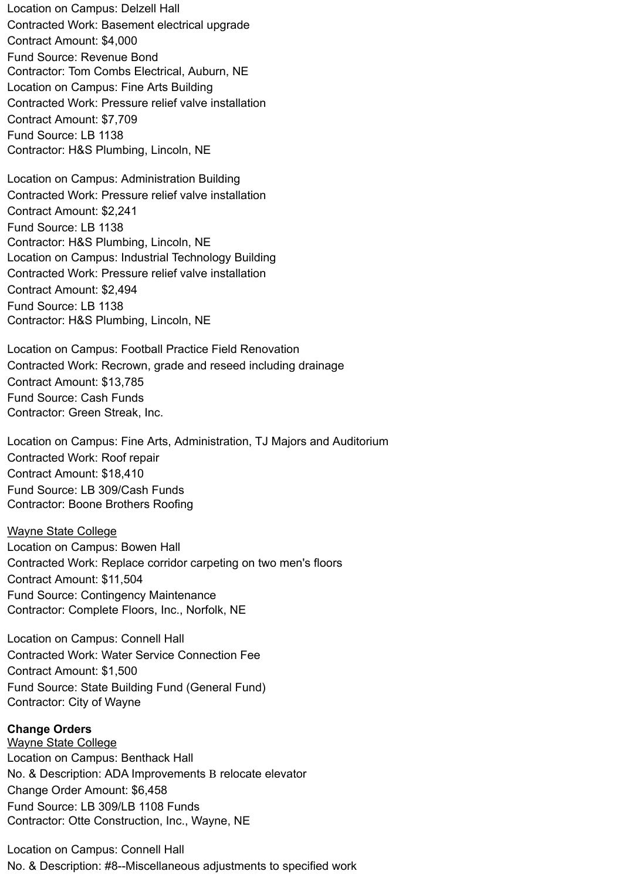Location on Campus: Delzell Hall
Contracted Work: Basement electrical upgrade
Contract Amount: $4,000
Fund Source: Revenue Bond
Contractor: Tom Combs Electrical, Auburn, NE
Location on Campus: Fine Arts Building
Contracted Work: Pressure relief valve installation
Contract Amount: $7,709
Fund Source: LB 1138
Contractor: H&S Plumbing, Lincoln, NE

Location on Campus: Administration Building
Contracted Work: Pressure relief valve installation
Contract Amount: $2,241
Fund Source: LB 1138
Contractor: H&S Plumbing, Lincoln, NE
Location on Campus: Industrial Technology Building
Contracted Work: Pressure relief valve installation
Contract Amount: $2,494
Fund Source: LB 1138
Contractor: H&S Plumbing, Lincoln, NE

Location on Campus: Football Practice Field Renovation
Contracted Work: Recrown, grade and reseed including drainage
Contract Amount: $13,785
Fund Source: Cash Funds
Contractor: Green Streak, Inc.

Location on Campus: Fine Arts, Administration, TJ Majors and Auditorium
Contracted Work: Roof repair
Contract Amount: $18,410
Fund Source: LB 309/Cash Funds
Contractor: Boone Brothers Roofing

Wayne State College
Location on Campus: Bowen Hall
Contracted Work: Replace corridor carpeting on two men's floors
Contract Amount: $11,504
Fund Source: Contingency Maintenance
Contractor: Complete Floors, Inc., Norfolk, NE

Location on Campus: Connell Hall
Contracted Work: Water Service Connection Fee
Contract Amount: $1,500
Fund Source: State Building Fund (General Fund)
Contractor: City of Wayne

**Change Orders**
Wayne State College
Location on Campus: Benthack Hall
No. & Description: ADA Improvements B relocate elevator
Change Order Amount: $6,458
Fund Source: LB 309/LB 1108 Funds
Contractor: Otte Construction, Inc., Wayne, NE

Location on Campus: Connell Hall
No. & Description: #8--Miscellaneous adjustments to specified work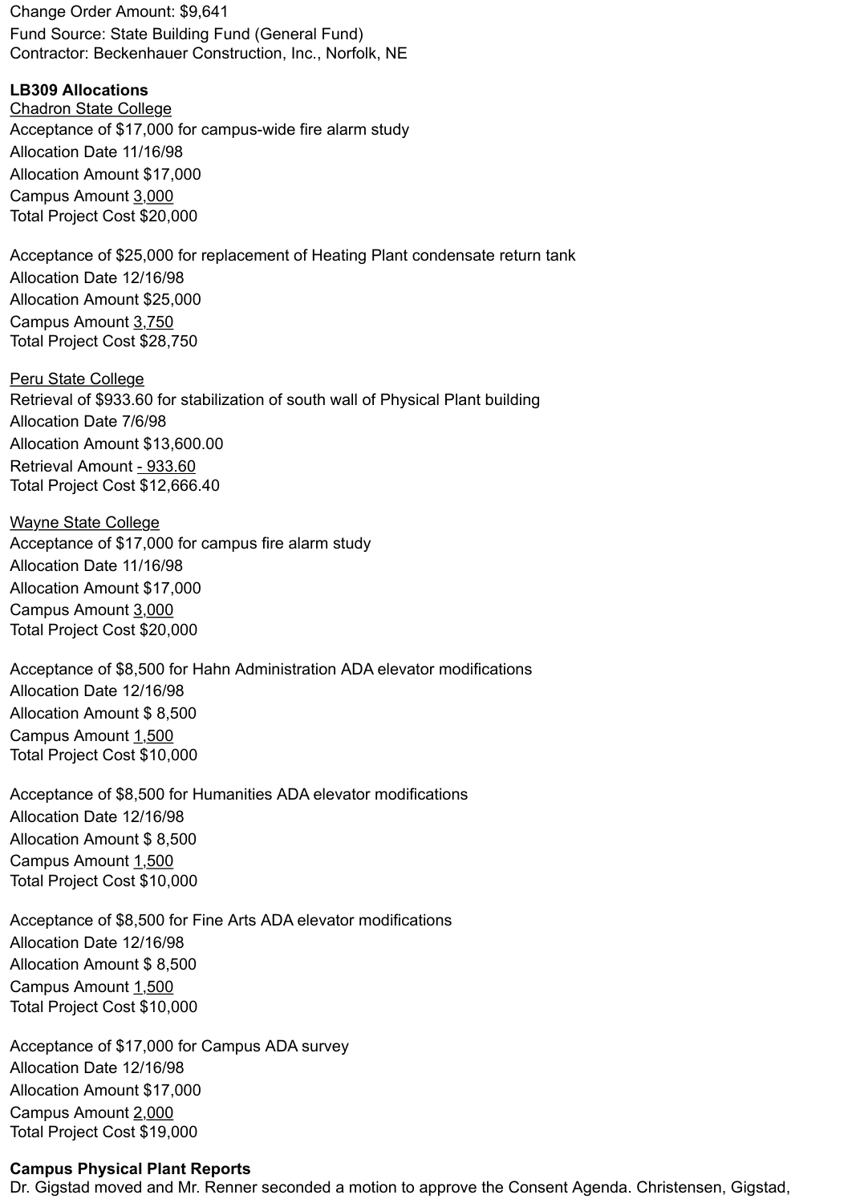Change Order Amount: $9,641
Fund Source: State Building Fund (General Fund)
Contractor: Beckenhauer Construction, Inc., Norfolk, NE

**LB309 Allocations**

Chadron State College

Acceptance of $17,000 for campus-wide fire alarm study
Allocation Date 11/16/98
Allocation Amount $17,000
Campus Amount 3,000
Total Project Cost $20,000

Acceptance of $25,000 for replacement of Heating Plant condensate return tank
Allocation Date 12/16/98
Allocation Amount $25,000
Campus Amount 3,750
Total Project Cost $28,750

Peru State College

Retrieval of $933.60 for stabilization of south wall of Physical Plant building
Allocation Date 7/6/98
Allocation Amount $13,600.00
Retrieval Amount - 933.60
Total Project Cost $12,666.40

Wayne State College

Acceptance of $17,000 for campus fire alarm study
Allocation Date 11/16/98
Allocation Amount $17,000
Campus Amount 3,000
Total Project Cost $20,000

Acceptance of $8,500 for Hahn Administration ADA elevator modifications
Allocation Date 12/16/98
Allocation Amount $ 8,500
Campus Amount 1,500
Total Project Cost $10,000

Acceptance of $8,500 for Humanities ADA elevator modifications
Allocation Date 12/16/98
Allocation Amount $ 8,500
Campus Amount 1,500
Total Project Cost $10,000

Acceptance of $8,500 for Fine Arts ADA elevator modifications
Allocation Date 12/16/98
Allocation Amount $ 8,500
Campus Amount 1,500
Total Project Cost $10,000

Acceptance of $17,000 for Campus ADA survey
Allocation Date 12/16/98
Allocation Amount $17,000
Campus Amount 2,000
Total Project Cost $19,000

**Campus Physical Plant Reports**
Dr. Gigstad moved and Mr. Renner seconded a motion to approve the Consent Agenda. Christensen, Gigstad,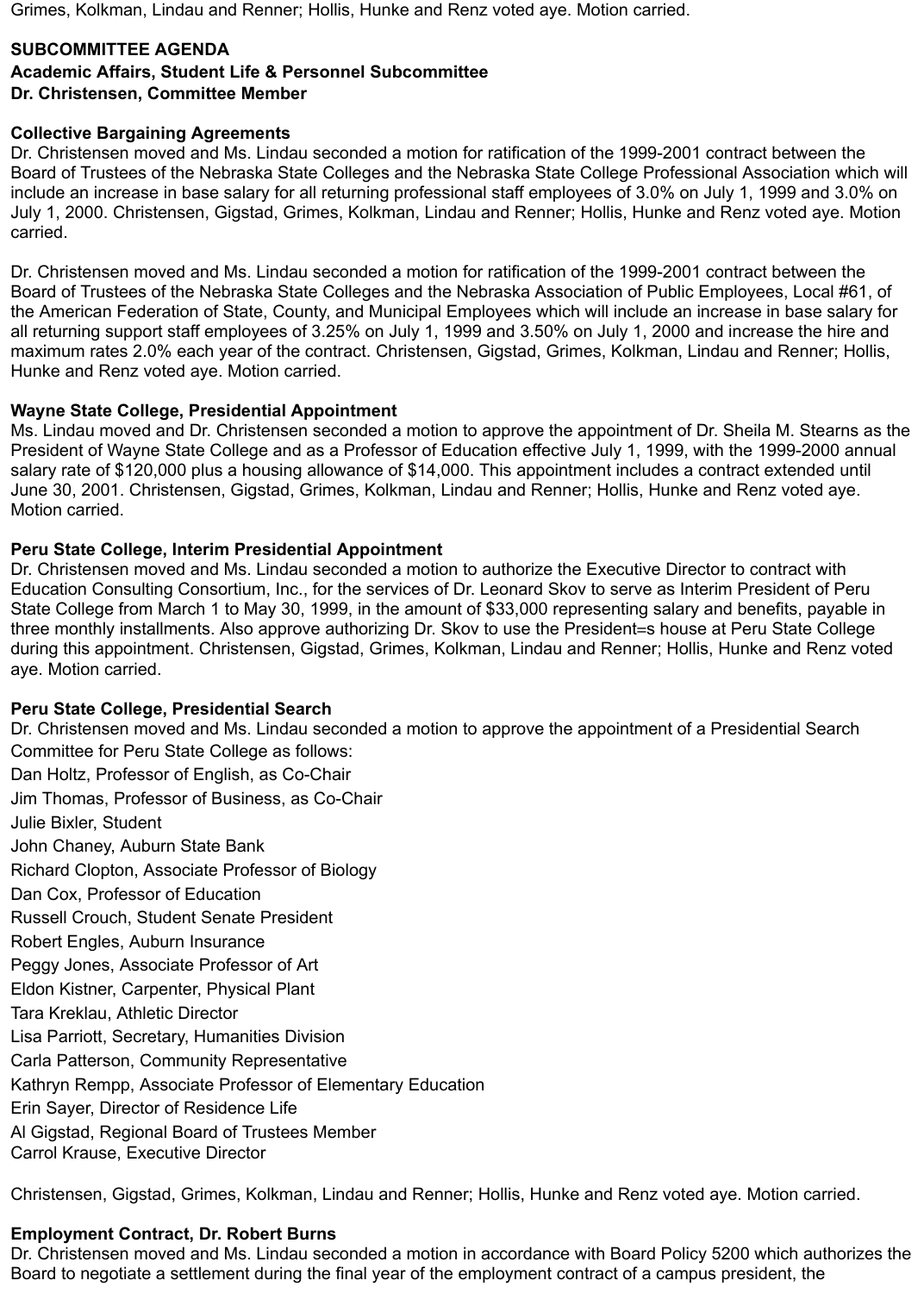Grimes, Kolkman, Lindau and Renner; Hollis, Hunke and Renz voted aye. Motion carried.

**SUBCOMMITTEE AGENDA**
**Academic Affairs, Student Life & Personnel Subcommittee**
**Dr. Christensen, Committee Member**

**Collective Bargaining Agreements**
Dr. Christensen moved and Ms. Lindau seconded a motion for ratification of the 1999-2001 contract between the Board of Trustees of the Nebraska State Colleges and the Nebraska State College Professional Association which will include an increase in base salary for all returning professional staff employees of 3.0% on July 1, 1999 and 3.0% on July 1, 2000. Christensen, Gigstad, Grimes, Kolkman, Lindau and Renner; Hollis, Hunke and Renz voted aye. Motion carried.

Dr. Christensen moved and Ms. Lindau seconded a motion for ratification of the 1999-2001 contract between the Board of Trustees of the Nebraska State Colleges and the Nebraska Association of Public Employees, Local #61, of the American Federation of State, County, and Municipal Employees which will include an increase in base salary for all returning support staff employees of 3.25% on July 1, 1999 and 3.50% on July 1, 2000 and increase the hire and maximum rates 2.0% each year of the contract. Christensen, Gigstad, Grimes, Kolkman, Lindau and Renner; Hollis, Hunke and Renz voted aye. Motion carried.

**Wayne State College, Presidential Appointment**
Ms. Lindau moved and Dr. Christensen seconded a motion to approve the appointment of Dr. Sheila M. Stearns as the President of Wayne State College and as a Professor of Education effective July 1, 1999, with the 1999-2000 annual salary rate of $120,000 plus a housing allowance of $14,000. This appointment includes a contract extended until June 30, 2001. Christensen, Gigstad, Grimes, Kolkman, Lindau and Renner; Hollis, Hunke and Renz voted aye. Motion carried.

**Peru State College, Interim Presidential Appointment**
Dr. Christensen moved and Ms. Lindau seconded a motion to authorize the Executive Director to contract with Education Consulting Consortium, Inc., for the services of Dr. Leonard Skov to serve as Interim President of Peru State College from March 1 to May 30, 1999, in the amount of $33,000 representing salary and benefits, payable in three monthly installments. Also approve authorizing Dr. Skov to use the President=s house at Peru State College during this appointment. Christensen, Gigstad, Grimes, Kolkman, Lindau and Renner; Hollis, Hunke and Renz voted aye. Motion carried.

**Peru State College, Presidential Search**
Dr. Christensen moved and Ms. Lindau seconded a motion to approve the appointment of a Presidential Search Committee for Peru State College as follows:
Dan Holtz, Professor of English, as Co-Chair
Jim Thomas, Professor of Business, as Co-Chair
Julie Bixler, Student
John Chaney, Auburn State Bank
Richard Clopton, Associate Professor of Biology
Dan Cox, Professor of Education
Russell Crouch, Student Senate President
Robert Engles, Auburn Insurance
Peggy Jones, Associate Professor of Art
Eldon Kistner, Carpenter, Physical Plant
Tara Kreklau, Athletic Director
Lisa Parriott, Secretary, Humanities Division
Carla Patterson, Community Representative
Kathryn Rempp, Associate Professor of Elementary Education
Erin Sayer, Director of Residence Life
Al Gigstad, Regional Board of Trustees Member
Carrol Krause, Executive Director

Christensen, Gigstad, Grimes, Kolkman, Lindau and Renner; Hollis, Hunke and Renz voted aye. Motion carried.

**Employment Contract, Dr. Robert Burns**
Dr. Christensen moved and Ms. Lindau seconded a motion in accordance with Board Policy 5200 which authorizes the Board to negotiate a settlement during the final year of the employment contract of a campus president, the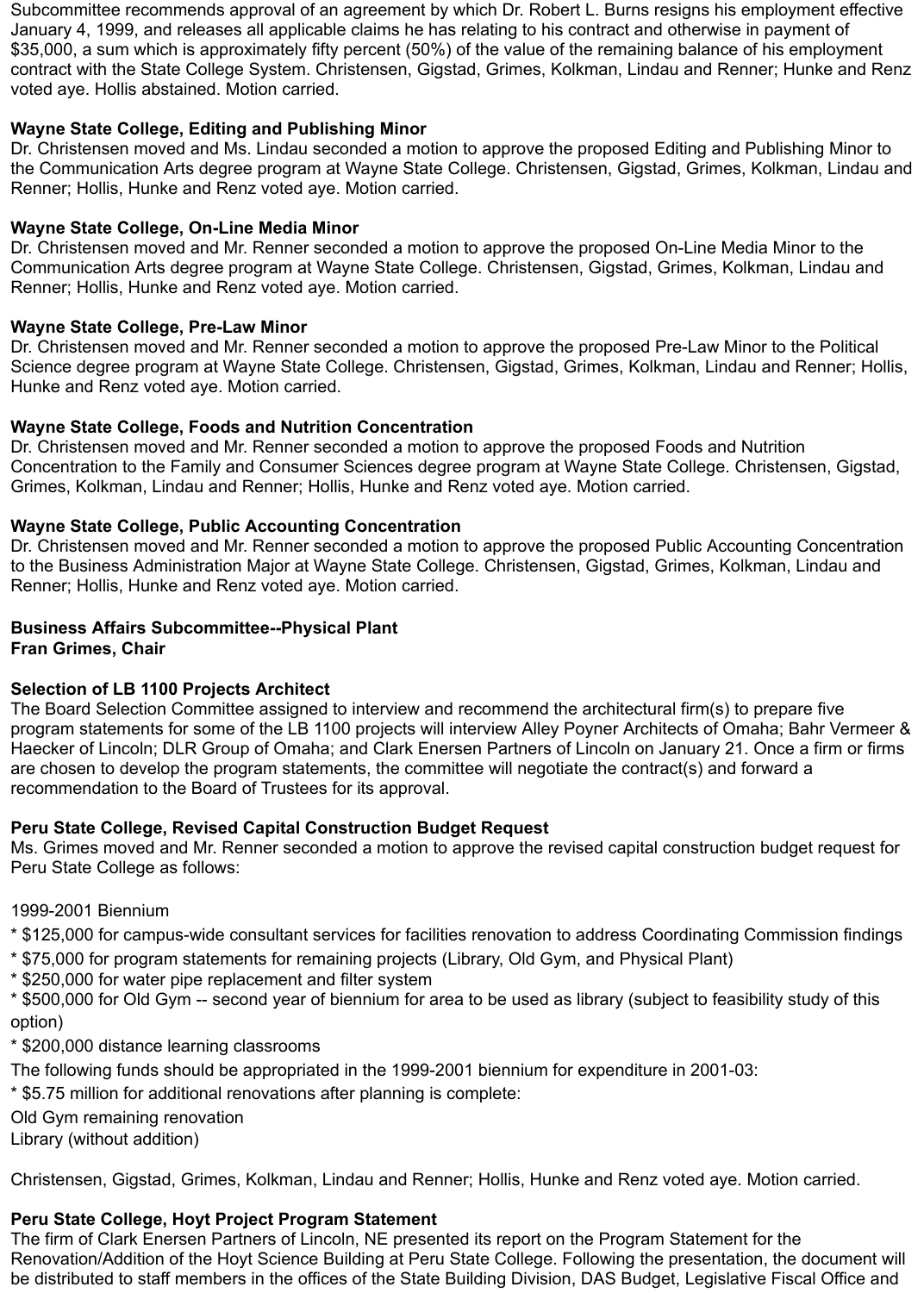Subcommittee recommends approval of an agreement by which Dr. Robert L. Burns resigns his employment effective January 4, 1999, and releases all applicable claims he has relating to his contract and otherwise in payment of $35,000, a sum which is approximately fifty percent (50%) of the value of the remaining balance of his employment contract with the State College System. Christensen, Gigstad, Grimes, Kolkman, Lindau and Renner; Hunke and Renz voted aye. Hollis abstained. Motion carried.

**Wayne State College, Editing and Publishing Minor**
Dr. Christensen moved and Ms. Lindau seconded a motion to approve the proposed Editing and Publishing Minor to the Communication Arts degree program at Wayne State College. Christensen, Gigstad, Grimes, Kolkman, Lindau and Renner; Hollis, Hunke and Renz voted aye. Motion carried.

**Wayne State College, On-Line Media Minor**
Dr. Christensen moved and Mr. Renner seconded a motion to approve the proposed On-Line Media Minor to the Communication Arts degree program at Wayne State College. Christensen, Gigstad, Grimes, Kolkman, Lindau and Renner; Hollis, Hunke and Renz voted aye. Motion carried.

**Wayne State College, Pre-Law Minor**
Dr. Christensen moved and Mr. Renner seconded a motion to approve the proposed Pre-Law Minor to the Political Science degree program at Wayne State College. Christensen, Gigstad, Grimes, Kolkman, Lindau and Renner; Hollis, Hunke and Renz voted aye. Motion carried.

**Wayne State College, Foods and Nutrition Concentration**
Dr. Christensen moved and Mr. Renner seconded a motion to approve the proposed Foods and Nutrition Concentration to the Family and Consumer Sciences degree program at Wayne State College. Christensen, Gigstad, Grimes, Kolkman, Lindau and Renner; Hollis, Hunke and Renz voted aye. Motion carried.

**Wayne State College, Public Accounting Concentration**
Dr. Christensen moved and Mr. Renner seconded a motion to approve the proposed Public Accounting Concentration to the Business Administration Major at Wayne State College. Christensen, Gigstad, Grimes, Kolkman, Lindau and Renner; Hollis, Hunke and Renz voted aye. Motion carried.

**Business Affairs Subcommittee--Physical Plant**
**Fran Grimes, Chair**

**Selection of LB 1100 Projects Architect**
The Board Selection Committee assigned to interview and recommend the architectural firm(s) to prepare five program statements for some of the LB 1100 projects will interview Alley Poyner Architects of Omaha; Bahr Vermeer & Haecker of Lincoln; DLR Group of Omaha; and Clark Enersen Partners of Lincoln on January 21. Once a firm or firms are chosen to develop the program statements, the committee will negotiate the contract(s) and forward a recommendation to the Board of Trustees for its approval.

**Peru State College, Revised Capital Construction Budget Request**
Ms. Grimes moved and Mr. Renner seconded a motion to approve the revised capital construction budget request for Peru State College as follows:

1999-2001 Biennium

* $125,000 for campus-wide consultant services for facilities renovation to address Coordinating Commission findings
* $75,000 for program statements for remaining projects (Library, Old Gym, and Physical Plant)
* $250,000 for water pipe replacement and filter system
* $500,000 for Old Gym -- second year of biennium for area to be used as library (subject to feasibility study of this option)
* $200,000 distance learning classrooms

The following funds should be appropriated in the 1999-2001 biennium for expenditure in 2001-03:

* $5.75 million for additional renovations after planning is complete:

Old Gym remaining renovation
Library (without addition)

Christensen, Gigstad, Grimes, Kolkman, Lindau and Renner; Hollis, Hunke and Renz voted aye. Motion carried.

**Peru State College, Hoyt Project Program Statement**
The firm of Clark Enersen Partners of Lincoln, NE presented its report on the Program Statement for the Renovation/Addition of the Hoyt Science Building at Peru State College. Following the presentation, the document will be distributed to staff members in the offices of the State Building Division, DAS Budget, Legislative Fiscal Office and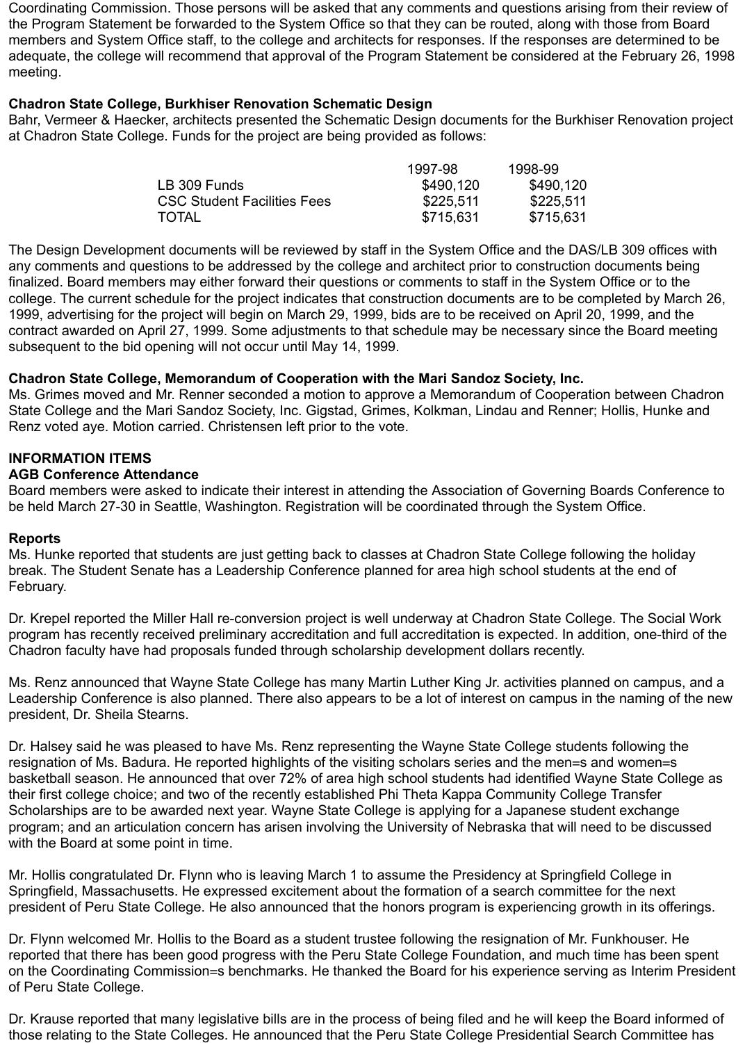Coordinating Commission. Those persons will be asked that any comments and questions arising from their review of the Program Statement be forwarded to the System Office so that they can be routed, along with those from Board members and System Office staff, to the college and architects for responses. If the responses are determined to be adequate, the college will recommend that approval of the Program Statement be considered at the February 26, 1998 meeting.

**Chadron State College, Burkhiser Renovation Schematic Design**
Bahr, Vermeer & Haecker, architects presented the Schematic Design documents for the Burkhiser Renovation project at Chadron State College. Funds for the project are being provided as follows:

| | 1997-98 | 1998-99 |
|---|---|---|
| LB 309 Funds | $490,120 | $490,120 |
| CSC Student Facilities Fees | $225,511 | $225,511 |
| TOTAL | $715,631 | $715,631 |

The Design Development documents will be reviewed by staff in the System Office and the DAS/LB 309 offices with any comments and questions to be addressed by the college and architect prior to construction documents being finalized. Board members may either forward their questions or comments to staff in the System Office or to the college. The current schedule for the project indicates that construction documents are to be completed by March 26, 1999, advertising for the project will begin on March 29, 1999, bids are to be received on April 20, 1999, and the contract awarded on April 27, 1999. Some adjustments to that schedule may be necessary since the Board meeting subsequent to the bid opening will not occur until May 14, 1999.

**Chadron State College, Memorandum of Cooperation with the Mari Sandoz Society, Inc.**
Ms. Grimes moved and Mr. Renner seconded a motion to approve a Memorandum of Cooperation between Chadron State College and the Mari Sandoz Society, Inc. Gigstad, Grimes, Kolkman, Lindau and Renner; Hollis, Hunke and Renz voted aye. Motion carried. Christensen left prior to the vote.

**INFORMATION ITEMS**
**AGB Conference Attendance**
Board members were asked to indicate their interest in attending the Association of Governing Boards Conference to be held March 27-30 in Seattle, Washington. Registration will be coordinated through the System Office.

**Reports**
Ms. Hunke reported that students are just getting back to classes at Chadron State College following the holiday break. The Student Senate has a Leadership Conference planned for area high school students at the end of February.

Dr. Krepel reported the Miller Hall re-conversion project is well underway at Chadron State College. The Social Work program has recently received preliminary accreditation and full accreditation is expected. In addition, one-third of the Chadron faculty have had proposals funded through scholarship development dollars recently.

Ms. Renz announced that Wayne State College has many Martin Luther King Jr. activities planned on campus, and a Leadership Conference is also planned. There also appears to be a lot of interest on campus in the naming of the new president, Dr. Sheila Stearns.

Dr. Halsey said he was pleased to have Ms. Renz representing the Wayne State College students following the resignation of Ms. Badura. He reported highlights of the visiting scholars series and the men=s and women=s basketball season. He announced that over 72% of area high school students had identified Wayne State College as their first college choice; and two of the recently established Phi Theta Kappa Community College Transfer Scholarships are to be awarded next year. Wayne State College is applying for a Japanese student exchange program; and an articulation concern has arisen involving the University of Nebraska that will need to be discussed with the Board at some point in time.

Mr. Hollis congratulated Dr. Flynn who is leaving March 1 to assume the Presidency at Springfield College in Springfield, Massachusetts. He expressed excitement about the formation of a search committee for the next president of Peru State College. He also announced that the honors program is experiencing growth in its offerings.

Dr. Flynn welcomed Mr. Hollis to the Board as a student trustee following the resignation of Mr. Funkhouser. He reported that there has been good progress with the Peru State College Foundation, and much time has been spent on the Coordinating Commission=s benchmarks. He thanked the Board for his experience serving as Interim President of Peru State College.

Dr. Krause reported that many legislative bills are in the process of being filed and he will keep the Board informed of those relating to the State Colleges. He announced that the Peru State College Presidential Search Committee has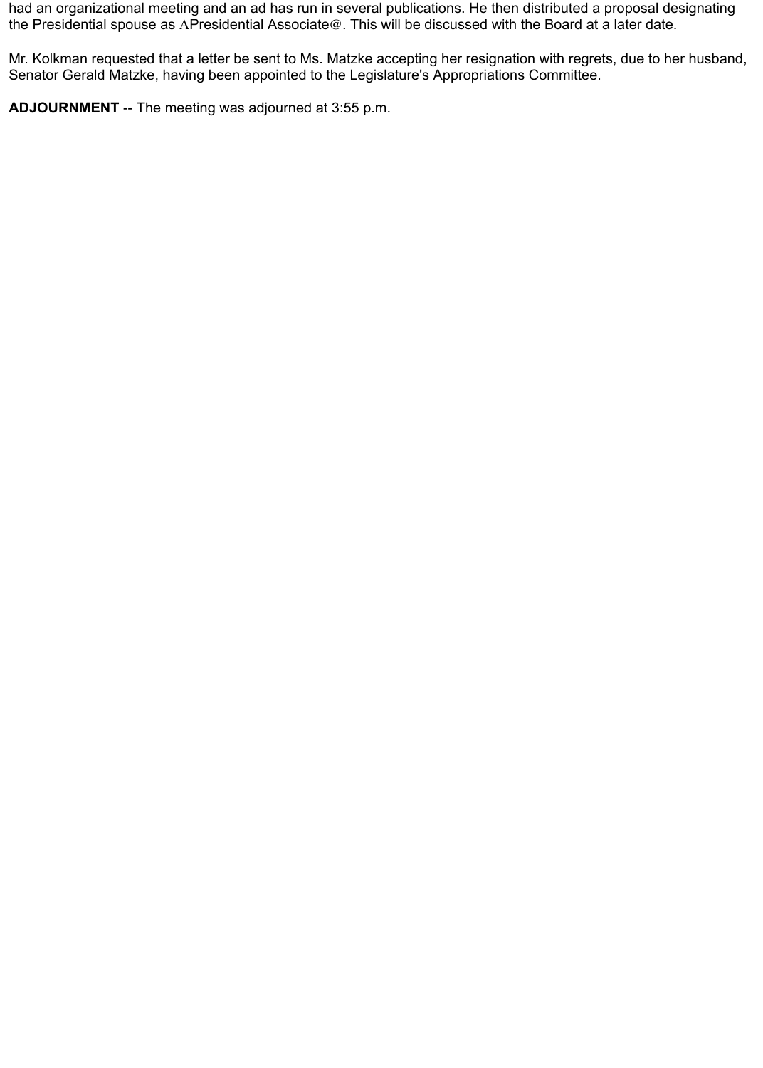had an organizational meeting and an ad has run in several publications. He then distributed a proposal designating the Presidential spouse as APresidential Associate@. This will be discussed with the Board at a later date.

Mr. Kolkman requested that a letter be sent to Ms. Matzke accepting her resignation with regrets, due to her husband, Senator Gerald Matzke, having been appointed to the Legislature's Appropriations Committee.

**ADJOURNMENT** -- The meeting was adjourned at 3:55 p.m.